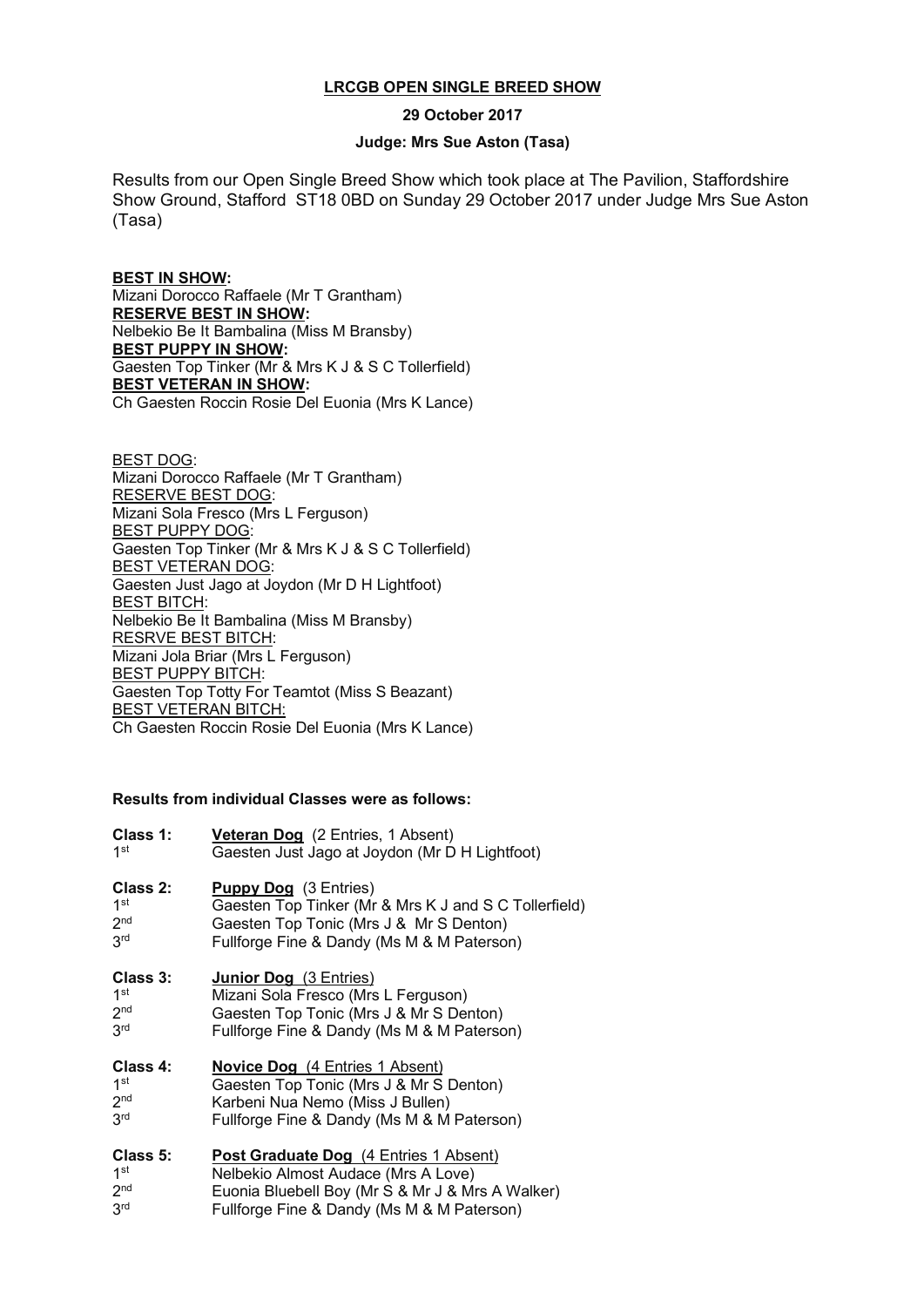**LRCGB OPEN SINGLE BREED SHOW**

**29 October 2017**

**Judge: Mrs Sue Aston (Tasa)**

Results from our Open Single Breed Show which took place at The Pavilion, Staffordshire Show Ground, Stafford ST18 0BD on Sunday 29 October 2017 under Judge Mrs Sue Aston (Tasa)

**BEST IN SHOW:**
Mizani Dorocco Raffaele (Mr T Grantham)
**RESERVE BEST IN SHOW:**
Nelbekio Be It Bambalina (Miss M Bransby)
**BEST PUPPY IN SHOW:**
Gaesten Top Tinker (Mr & Mrs K J & S C Tollerfield)
**BEST VETERAN IN SHOW:**
Ch Gaesten Roccin Rosie Del Euonia (Mrs K Lance)

BEST DOG:
Mizani Dorocco Raffaele (Mr T Grantham)
RESERVE BEST DOG:
Mizani Sola Fresco (Mrs L Ferguson)
BEST PUPPY DOG:
Gaesten Top Tinker (Mr & Mrs K J & S C Tollerfield)
BEST VETERAN DOG:
Gaesten Just Jago at Joydon (Mr D H Lightfoot)
BEST BITCH:
Nelbekio Be It Bambalina (Miss M Bransby)
RESRVE BEST BITCH:
Mizani Jola Briar (Mrs L Ferguson)
BEST PUPPY BITCH:
Gaesten Top Totty For Teamtot (Miss S Beazant)
BEST VETERAN BITCH:
Ch Gaesten Roccin Rosie Del Euonia (Mrs K Lance)

**Results from individual Classes were as follows:**

**Class 1:** **Veteran Dog** (2 Entries, 1 Absent)
1st Gaesten Just Jago at Joydon (Mr D H Lightfoot)

**Class 2:** **Puppy Dog** (3 Entries)
1st Gaesten Top Tinker (Mr & Mrs K J and S C Tollerfield)
2nd Gaesten Top Tonic (Mrs J & Mr S Denton)
3rd Fullforge Fine & Dandy (Ms M & M Paterson)

**Class 3:** **Junior Dog** (3 Entries)
1st Mizani Sola Fresco (Mrs L Ferguson)
2nd Gaesten Top Tonic (Mrs J & Mr S Denton)
3rd Fullforge Fine & Dandy (Ms M & M Paterson)

**Class 4:** **Novice Dog** (4 Entries 1 Absent)
1st Gaesten Top Tonic (Mrs J & Mr S Denton)
2nd Karbeni Nua Nemo (Miss J Bullen)
3rd Fullforge Fine & Dandy (Ms M & M Paterson)

**Class 5:** **Post Graduate Dog** (4 Entries 1 Absent)
1st Nelbekio Almost Audace (Mrs A Love)
2nd Euonia Bluebell Boy (Mr S & Mr J & Mrs A Walker)
3rd Fullforge Fine & Dandy (Ms M & M Paterson)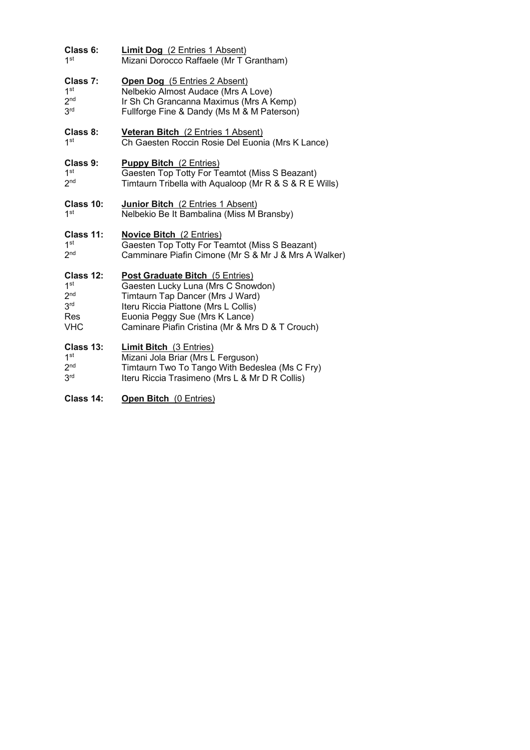**Class 6:** <u>**Limit Dog**</u> (2 Entries 1 Absent)

1st Mizani Dorocco Raffaele (Mr T Grantham)

**Class 7:** <u>**Open Dog**</u> (5 Entries 2 Absent)

1st Nelbekio Almost Audace (Mrs A Love)
2nd Ir Sh Ch Grancanna Maximus (Mrs A Kemp)
3rd Fullforge Fine & Dandy (Ms M & M Paterson)

**Class 8:** <u>**Veteran Bitch**</u> (2 Entries 1 Absent)

1st Ch Gaesten Roccin Rosie Del Euonia (Mrs K Lance)

**Class 9:** <u>**Puppy Bitch**</u> (2 Entries)

1st Gaesten Top Totty For Teamtot (Miss S Beazant)
2nd Timtaurn Tribella with Aqualoop (Mr R & S & R E Wills)

**Class 10:** <u>**Junior Bitch**</u> (2 Entries 1 Absent)

1st Nelbekio Be It Bambalina (Miss M Bransby)

**Class 11:** <u>**Novice Bitch**</u> (2 Entries)

1st Gaesten Top Totty For Teamtot (Miss S Beazant)
2nd Camminare Piafin Cimone (Mr S & Mr J & Mrs A Walker)

**Class 12:** <u>**Post Graduate Bitch**</u> (5 Entries)

1st Gaesten Lucky Luna (Mrs C Snowdon)
2nd Timtaurn Tap Dancer (Mrs J Ward)
3rd Iteru Riccia Piattone (Mrs L Collis)
Res Euonia Peggy Sue (Mrs K Lance)
VHC Caminare Piafin Cristina (Mr & Mrs D & T Crouch)

**Class 13:** <u>**Limit Bitch**</u> (3 Entries)

1st Mizani Jola Briar (Mrs L Ferguson)
2nd Timtaurn Two To Tango With Bedeslea (Ms C Fry)
3rd Iteru Riccia Trasimeno (Mrs L & Mr D R Collis)

**Class 14:** <u>**Open Bitch**</u> (0 Entries)